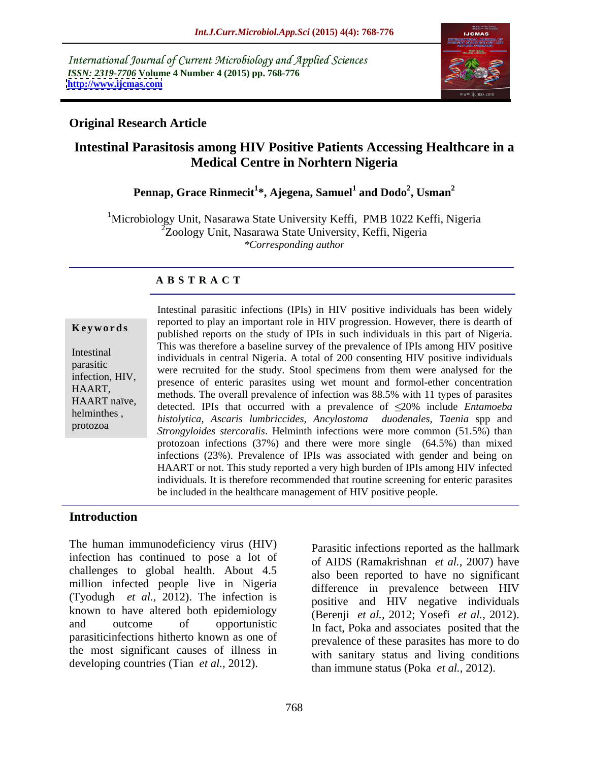International Journal of Current Microbiology and Applied Sciences
*ISSN: 2319-7706* **Volume 4 Number 4 (2015) pp. 768-776**
**http://www.ijcmas.com**

**Original Research Article**

# Intestinal Parasitosis among HIV Positive Patients Accessing Healthcare in a Medical Centre in Norhtern Nigeria

**Pennap, Grace Rinmecit[1]\*, Ajegena, Samuel[1] and Dodo[2], Usman[2]**

[1]Microbiology Unit, Nasarawa State University Keffi, PMB 1022 Keffi, Nigeria
[2]Zoology Unit, Nasarawa State University, Keffi, Nigeria
*\*Corresponding author*

## A B S T R A C T

**Keywords**

Intestinal parasitic infection, HIV, HAART, HAART naïve, helminthes, protozoa

Intestinal parasitic infections (IPIs) in HIV positive individuals has been widely reported to play an important role in HIV progression. However, there is dearth of published reports on the study of IPIs in such individuals in this part of Nigeria. This was therefore a baseline survey of the prevalence of IPIs among HIV positive individuals in central Nigeria. A total of 200 consenting HIV positive individuals were recruited for the study. Stool specimens from them were analysed for the presence of enteric parasites using wet mount and formol-ether concentration methods. The overall prevalence of infection was 88.5% with 11 types of parasites detected. IPIs that occurred with a prevalence of $\leq$20% include *Entamoeba histolytica, Ascaris lumbriccides, Ancylostoma duodenales, Taenia* spp and *Strongyloides stercoralis*. Helminth infections were more common (51.5%) than protozoan infections (37%) and there were more single (64.5%) than mixed infections (23%). Prevalence of IPIs was associated with gender and being on HAART or not. This study reported a very high burden of IPIs among HIV infected individuals. It is therefore recommended that routine screening for enteric parasites be included in the healthcare management of HIV positive people.

## Introduction

The human immunodeficiency virus (HIV) infection has continued to pose a lot of challenges to global health. About 4.5 million infected people live in Nigeria (Tyodugh *et al.,* 2012). The infection is known to have altered both epidemiology and outcome of opportunistic parasiticinfections hitherto known as one of the most significant causes of illness in developing countries (Tian *et al.,* 2012).

Parasitic infections reported as the hallmark of AIDS (Ramakrishnan *et al.,* 2007) have also been reported to have no significant difference in prevalence between HIV positive and HIV negative individuals (Berenji *et al.,* 2012; Yosefi *et al.,* 2012). In fact, Poka and associates posited that the prevalence of these parasites has more to do with sanitary status and living conditions than immune status (Poka *et al.,* 2012).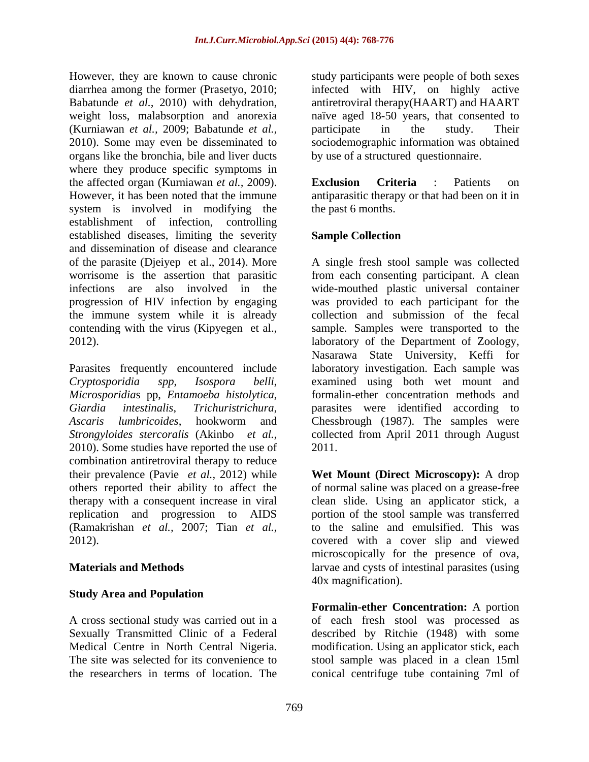However, they are known to cause chronic diarrhea among the former (Prasetyo, 2010; Babatunde *et al.,* 2010) with dehydration, weight loss, malabsorption and anorexia (Kurniawan *et al.,* 2009; Babatunde *et al.*, 2010). Some may even be disseminated to organs like the bronchia, bile and liver ducts where they produce specific symptoms in the affected organ (Kurniawan *et al.,* 2009). However, it has been noted that the immune system is involved in modifying the establishment of infection, controlling established diseases, limiting the severity and dissemination of disease and clearance of the parasite (Djeiyep et al., 2014). More worrisome is the assertion that parasitic infections are also involved in the progression of HIV infection by engaging the immune system while it is already contending with the virus (Kipyegen et al., 2012).

Parasites frequently encountered include *Cryptosporidia spp*, *Isospora belli*, *Microsporidia*s pp, *Entamoeba histolytica*, *Giardia intestinalis*, *Trichuristrichura*, *Ascaris lumbricoides*, hookworm and *Strongyloides stercoralis* (Akinbo *et al.*, 2010). Some studies have reported the use of combination antiretroviral therapy to reduce their prevalence (Pavie *et al.*, 2012) while others reported their ability to affect the therapy with a consequent increase in viral replication and progression to AIDS (Ramakrishan *et al.,* 2007; Tian *et al.*, 2012).

## Materials and Methods

### Study Area and Population

A cross sectional study was carried out in a Sexually Transmitted Clinic of a Federal Medical Centre in North Central Nigeria. The site was selected for its convenience to the researchers in terms of location. The study participants were people of both sexes infected with HIV, on highly active antiretroviral therapy(HAART) and HAART naïve aged 18-50 years, that consented to participate in the study. Their sociodemographic information was obtained by use of a structured questionnaire.

**Exclusion Criteria** : Patients on antiparasitic therapy or that had been on it in the past 6 months.

### Sample Collection

A single fresh stool sample was collected from each consenting participant. A clean wide-mouthed plastic universal container was provided to each participant for the collection and submission of the fecal sample. Samples were transported to the laboratory of the Department of Zoology, Nasarawa State University, Keffi for laboratory investigation. Each sample was examined using both wet mount and formalin-ether concentration methods and parasites were identified according to Chessbrough (1987). The samples were collected from April 2011 through August 2011.

**Wet Mount (Direct Microscopy):** A drop of normal saline was placed on a grease-free clean slide. Using an applicator stick, a portion of the stool sample was transferred to the saline and emulsified. This was covered with a cover slip and viewed microscopically for the presence of ova, larvae and cysts of intestinal parasites (using 40x magnification).

**Formalin-ether Concentration:** A portion of each fresh stool was processed as described by Ritchie (1948) with some modification. Using an applicator stick, each stool sample was placed in a clean 15ml conical centrifuge tube containing 7ml of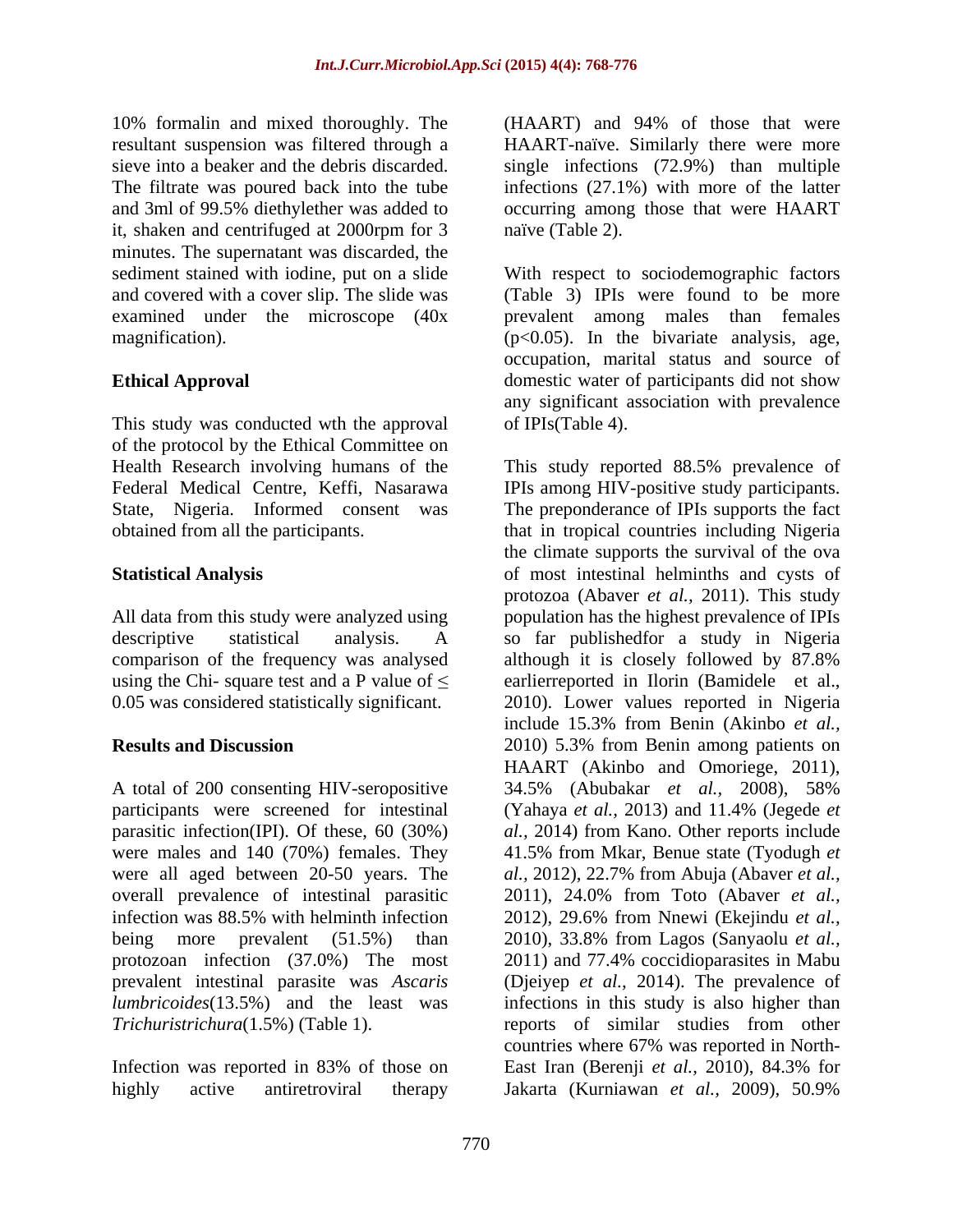10% formalin and mixed thoroughly. The resultant suspension was filtered through a sieve into a beaker and the debris discarded. The filtrate was poured back into the tube and 3ml of 99.5% diethylether was added to it, shaken and centrifuged at 2000rpm for 3 minutes. The supernatant was discarded, the sediment stained with iodine, put on a slide and covered with a cover slip. The slide was examined under the microscope (40x magnification).

### Ethical Approval

This study was conducted wth the approval of the protocol by the Ethical Committee on Health Research involving humans of the Federal Medical Centre, Keffi, Nasarawa State, Nigeria. Informed consent was obtained from all the participants.

### Statistical Analysis

All data from this study were analyzed using descriptive statistical analysis. A comparison of the frequency was analysed using the Chi- square test and a P value of ≤ 0.05 was considered statistically significant.

### Results and Discussion

A total of 200 consenting HIV-seropositive participants were screened for intestinal parasitic infection(IPI). Of these, 60 (30%) were males and 140 (70%) females. They were all aged between 20-50 years. The overall prevalence of intestinal parasitic infection was 88.5% with helminth infection being more prevalent (51.5%) than protozoan infection (37.0%) The most prevalent intestinal parasite was *Ascaris lumbricoides*(13.5%) and the least was *Trichuristrichura*(1.5%) (Table 1).

Infection was reported in 83% of those on highly active antiretroviral therapy (HAART) and 94% of those that were HAART-naïve. Similarly there were more single infections (72.9%) than multiple infections (27.1%) with more of the latter occurring among those that were HAART naïve (Table 2).

With respect to sociodemographic factors (Table 3) IPIs were found to be more prevalent among males than females ($p<0.05$). In the bivariate analysis, age, occupation, marital status and source of domestic water of participants did not show any significant association with prevalence of IPIs(Table 4).

This study reported 88.5% prevalence of IPIs among HIV-positive study participants. The preponderance of IPIs supports the fact that in tropical countries including Nigeria the climate supports the survival of the ova of most intestinal helminths and cysts of protozoa (Abaver *et al.,* 2011). This study population has the highest prevalence of IPIs so far publishedfor a study in Nigeria although it is closely followed by 87.8% earlierreported in Ilorin (Bamidele et al., 2010). Lower values reported in Nigeria include 15.3% from Benin (Akinbo *et al.,* 2010) 5.3% from Benin among patients on HAART (Akinbo and Omoriege, 2011), 34.5% (Abubakar *et al.,* 2008), 58% (Yahaya *et al.,* 2013) and 11.4% (Jegede *et al.,* 2014) from Kano. Other reports include 41.5% from Mkar, Benue state (Tyodugh *et al.,* 2012), 22.7% from Abuja (Abaver *et al.,* 2011), 24.0% from Toto (Abaver *et al.,* 2012), 29.6% from Nnewi (Ekejindu *et al.,* 2010), 33.8% from Lagos (Sanyaolu *et al.,* 2011) and 77.4% coccidioparasites in Mabu (Djeiyep *et al.,* 2014). The prevalence of infections in this study is also higher than reports of similar studies from other countries where 67% was reported in North-East Iran (Berenji *et al.,* 2010), 84.3% for Jakarta (Kurniawan *et al.,* 2009), 50.9%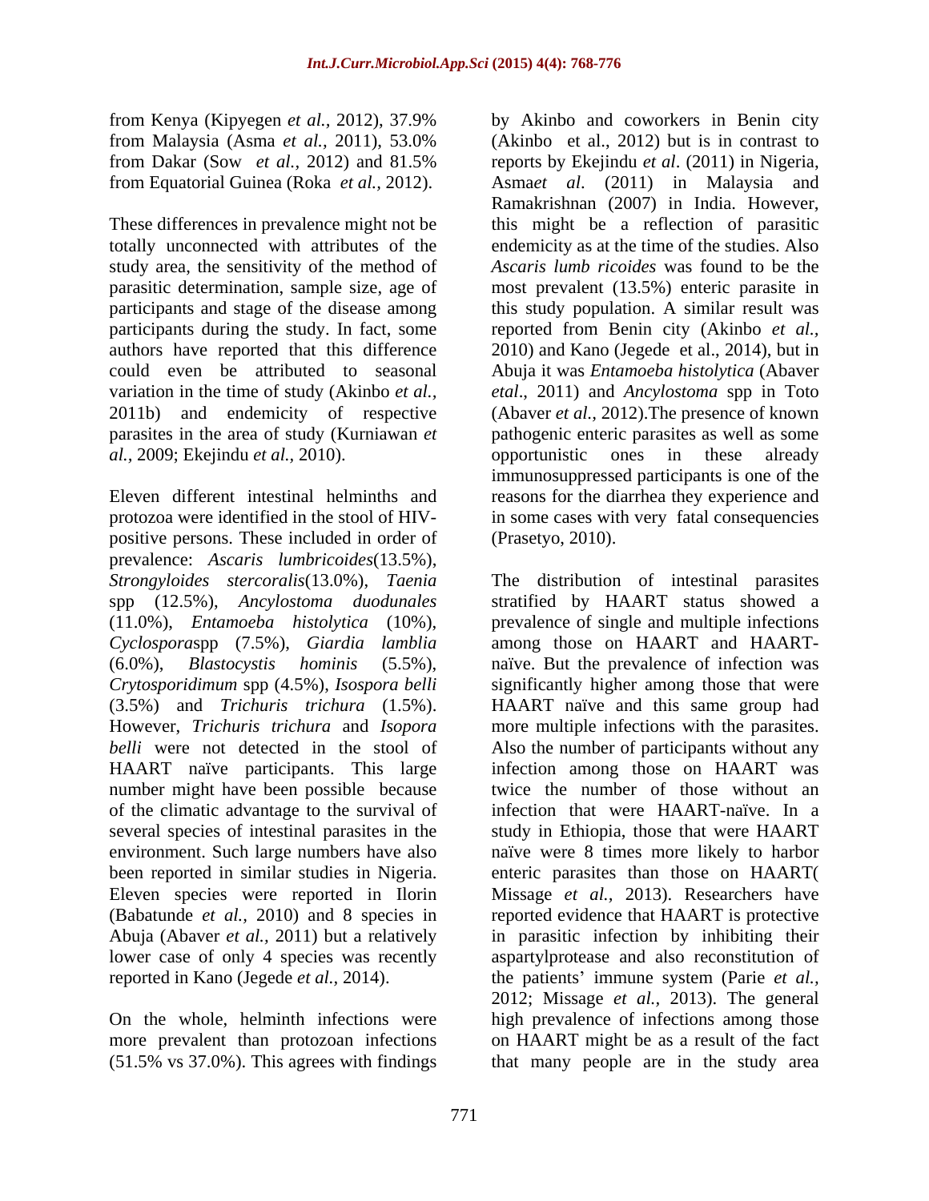from Kenya (Kipyegen *et al.,* 2012), 37.9% from Malaysia (Asma *et al.,* 2011), 53.0% from Dakar (Sow *et al.,* 2012) and 81.5% from Equatorial Guinea (Roka *et al.,* 2012).

These differences in prevalence might not be totally unconnected with attributes of the study area, the sensitivity of the method of parasitic determination, sample size, age of participants and stage of the disease among participants during the study. In fact, some authors have reported that this difference could even be attributed to seasonal variation in the time of study (Akinbo *et al.,* 2011b) and endemicity of respective parasites in the area of study (Kurniawan *et al.,* 2009; Ekejindu *et al.,* 2010).

Eleven different intestinal helminths and protozoa were identified in the stool of HIV-positive persons. These included in order of prevalence: *Ascaris lumbricoides*(13.5%), *Strongyloides stercoralis*(13.0%), *Taenia* spp (12.5%), *Ancylostoma duodunales* (11.0%), *Entamoeba histolytica* (10%), *Cyclospora*spp (7.5%), *Giardia lamblia* (6.0%), *Blastocystis hominis* (5.5%), *Crytosporidimum* spp (4.5%), *Isospora belli* (3.5%) and *Trichuris trichura* (1.5%). However, *Trichuris trichura* and *Isopora belli* were not detected in the stool of HAART naïve participants. This large number might have been possible because of the climatic advantage to the survival of several species of intestinal parasites in the environment. Such large numbers have also been reported in similar studies in Nigeria. Eleven species were reported in Ilorin (Babatunde *et al.,* 2010) and 8 species in Abuja (Abaver *et al.,* 2011) but a relatively lower case of only 4 species was recently reported in Kano (Jegede *et al.,* 2014).

On the whole, helminth infections were more prevalent than protozoan infections (51.5% vs 37.0%). This agrees with findings by Akinbo and coworkers in Benin city (Akinbo et al., 2012) but is in contrast to reports by Ekejindu *et al*. (2011) in Nigeria, Asma*et al*. (2011) in Malaysia and Ramakrishnan (2007) in India. However, this might be a reflection of parasitic endemicity as at the time of the studies. Also *Ascaris lumb ricoides* was found to be the most prevalent (13.5%) enteric parasite in this study population. A similar result was reported from Benin city (Akinbo *et al.,* 2010) and Kano (Jegede et al., 2014), but in Abuja it was *Entamoeba histolytica* (Abaver *etal*., 2011) and *Ancylostoma* spp in Toto (Abaver *et al.,* 2012).The presence of known pathogenic enteric parasites as well as some opportunistic ones in these already immunosuppressed participants is one of the reasons for the diarrhea they experience and in some cases with very fatal consequencies (Prasetyo, 2010).

The distribution of intestinal parasites stratified by HAART status showed a prevalence of single and multiple infections among those on HAART and HAART-naïve. But the prevalence of infection was significantly higher among those that were HAART naïve and this same group had more multiple infections with the parasites. Also the number of participants without any infection among those on HAART was twice the number of those without an infection that were HAART-naïve. In a study in Ethiopia, those that were HAART naïve were 8 times more likely to harbor enteric parasites than those on HAART( Missage *et al.,* 2013). Researchers have reported evidence that HAART is protective in parasitic infection by inhibiting their aspartylprotease and also reconstitution of the patients' immune system (Parie *et al.,* 2012; Missage *et al.,* 2013). The general high prevalence of infections among those on HAART might be as a result of the fact that many people are in the study area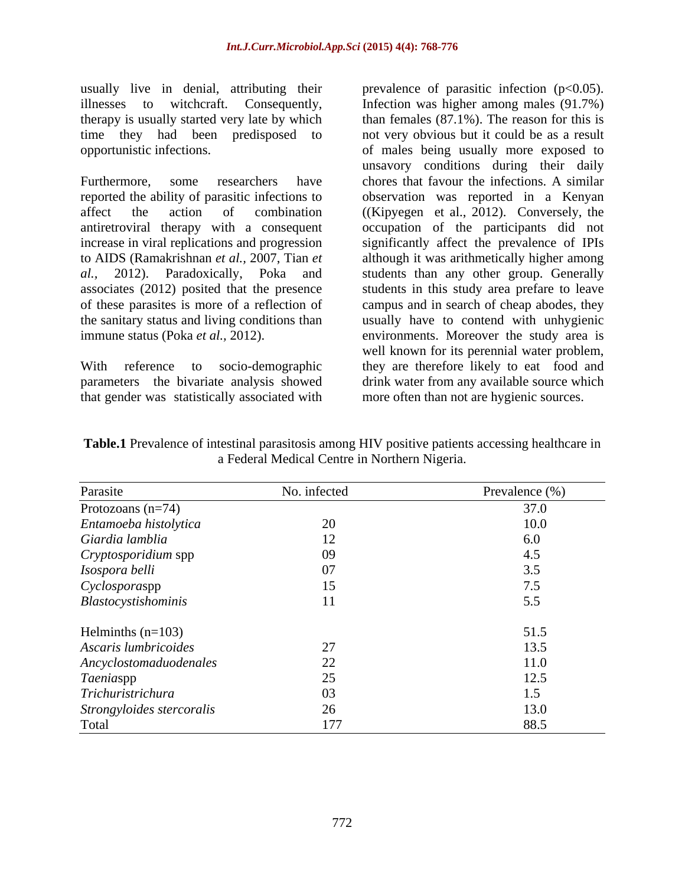usually live in denial, attributing their illnesses to witchcraft. Consequently, therapy is usually started very late by which time they had been predisposed to opportunistic infections.

Furthermore, some researchers have reported the ability of parasitic infections to affect the action of combination antiretroviral therapy with a consequent increase in viral replications and progression to AIDS (Ramakrishnan *et al.,* 2007, Tian *et al.,* 2012). Paradoxically, Poka and associates (2012) posited that the presence of these parasites is more of a reflection of the sanitary status and living conditions than immune status (Poka *et al.,* 2012).

With reference to socio-demographic parameters the bivariate analysis showed that gender was statistically associated with prevalence of parasitic infection ($p<0.05$). Infection was higher among males (91.7%) than females (87.1%). The reason for this is not very obvious but it could be as a result of males being usually more exposed to unsavory conditions during their daily chores that favour the infections. A similar observation was reported in a Kenyan ((Kipyegen et al., 2012). Conversely, the occupation of the participants did not significantly affect the prevalence of IPIs although it was arithmetically higher among students than any other group. Generally students in this study area prefare to leave campus and in search of cheap abodes, they usually have to contend with unhygienic environments. Moreover the study area is well known for its perennial water problem, they are therefore likely to eat food and drink water from any available source which more often than not are hygienic sources.

**Table.1** Prevalence of intestinal parasitosis among HIV positive patients accessing healthcare in a Federal Medical Centre in Northern Nigeria.

| Parasite | No. infected | Prevalence (%) |
|---|---|---|
| Protozoans (n=74) | | 37.0 |
| *Entamoeba histolytica* | 20 | 10.0 |
| *Giardia lamblia* | 12 | 6.0 |
| *Cryptosporidium* spp | 09 | 4.5 |
| *Isospora belli* | 07 | 3.5 |
| *Cyclospora*spp | 15 | 7.5 |
| *Blastocystishominis* | 11 | 5.5 |
| Helminths (n=103) | | 51.5 |
| *Ascaris lumbricoides* | 27 | 13.5 |
| *Ancyclostomaduodenales* | 22 | 11.0 |
| *Taenia*spp | 25 | 12.5 |
| *Trichuristrichura* | 03 | 1.5 |
| *Strongyloides stercoralis* | 26 | 13.0 |
| Total | 177 | 88.5 |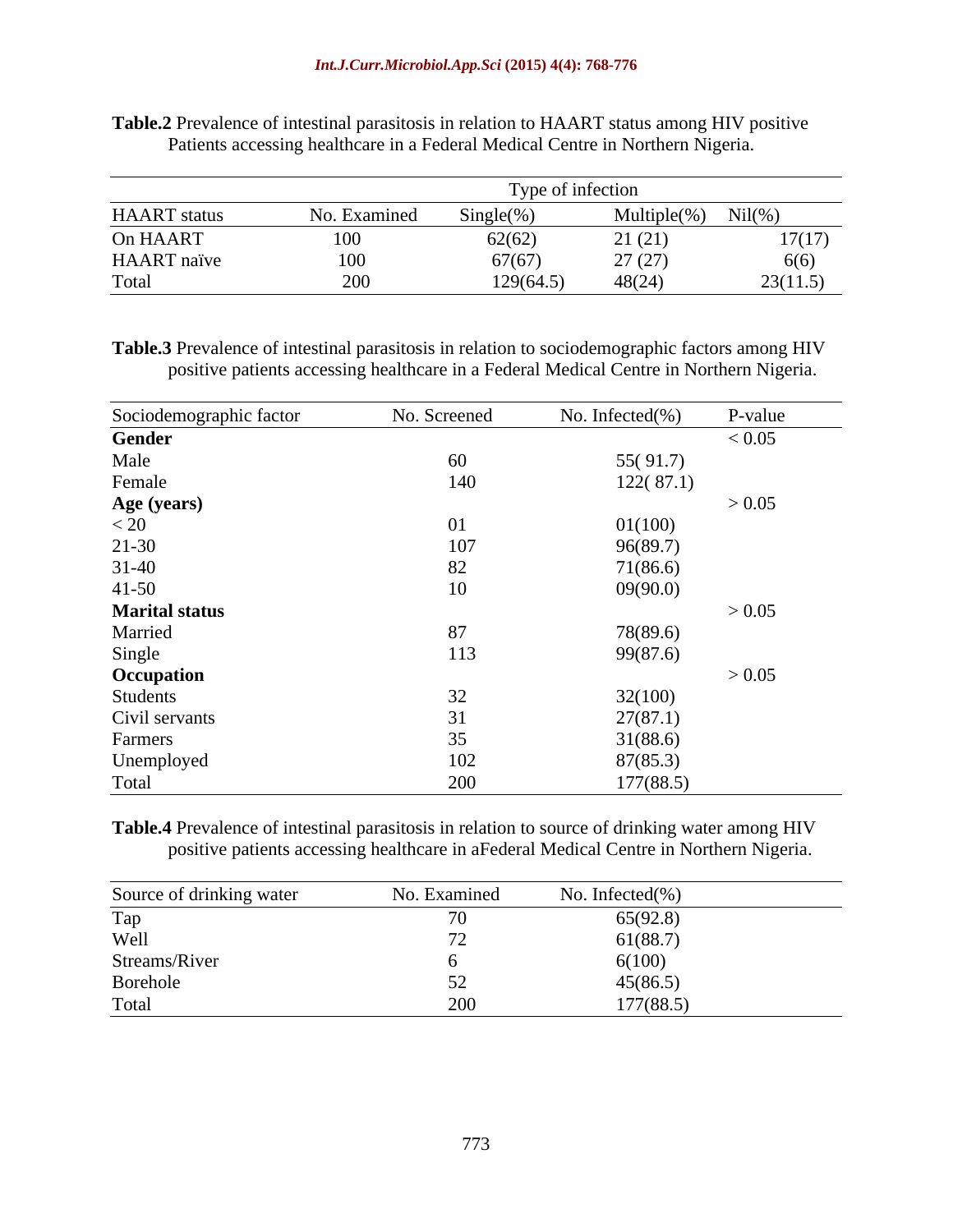**Table.2** Prevalence of intestinal parasitosis in relation to HAART status among HIV positive Patients accessing healthcare in a Federal Medical Centre in Northern Nigeria.

| | | Type of infection | | |
|---|---|---|---|---|
| HAART status | No. Examined | Single(%) | Multiple(%) | Nil(%) |
| On HAART | 100 | 62(62) | 21 (21) | 17(17) |
| HAART naïve | 100 | 67(67) | 27 (27) | 6(6) |
| Total | 200 | 129(64.5) | 48(24) | 23(11.5) |

**Table.3** Prevalence of intestinal parasitosis in relation to sociodemographic factors among HIV positive patients accessing healthcare in a Federal Medical Centre in Northern Nigeria.

| Sociodemographic factor | No. Screened | No. Infected(%) | P-value |
|---|---|---|---|
| **Gender** | | | < 0.05 |
| Male | 60 | 55( 91.7) | |
| Female | 140 | 122( 87.1) | |
| **Age (years)** | | | > 0.05 |
| < 20 | 01 | 01(100) | |
| 21-30 | 107 | 96(89.7) | |
| 31-40 | 82 | 71(86.6) | |
| 41-50 | 10 | 09(90.0) | |
| **Marital status** | | | > 0.05 |
| Married | 87 | 78(89.6) | |
| Single | 113 | 99(87.6) | |
| **Occupation** | | | > 0.05 |
| Students | 32 | 32(100) | |
| Civil servants | 31 | 27(87.1) | |
| Farmers | 35 | 31(88.6) | |
| Unemployed | 102 | 87(85.3) | |
| Total | 200 | 177(88.5) | |

**Table.4** Prevalence of intestinal parasitosis in relation to source of drinking water among HIV positive patients accessing healthcare in aFederal Medical Centre in Northern Nigeria.

| Source of drinking water | No. Examined | No. Infected(%) |
|---|---|---|
| Tap | 70 | 65(92.8) |
| Well | 72 | 61(88.7) |
| Streams/River | 6 | 6(100) |
| Borehole | 52 | 45(86.5) |
| Total | 200 | 177(88.5) |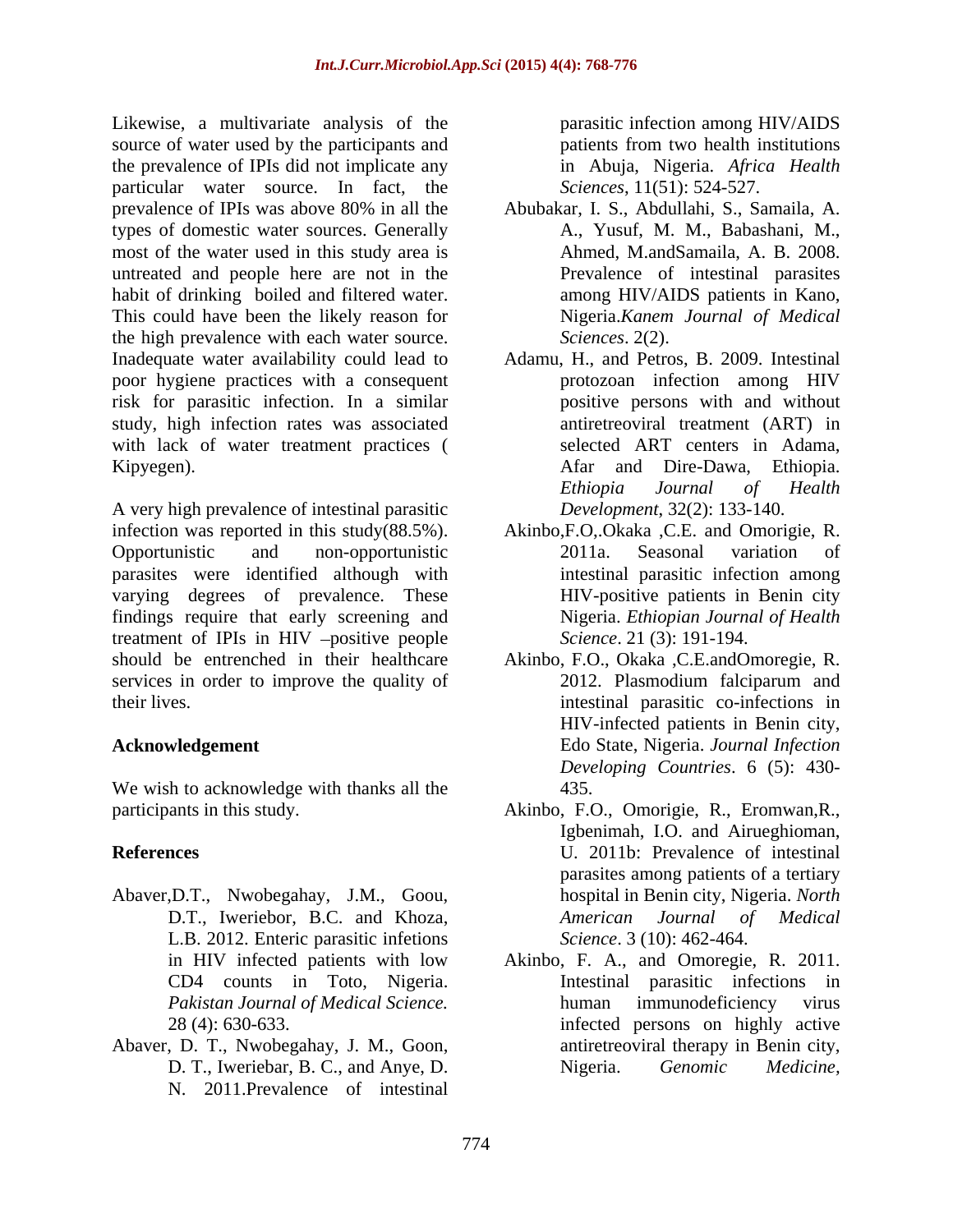Likewise, a multivariate analysis of the source of water used by the participants and the prevalence of IPIs did not implicate any particular water source. In fact, the prevalence of IPIs was above 80% in all the types of domestic water sources. Generally most of the water used in this study area is untreated and people here are not in the habit of drinking boiled and filtered water. This could have been the likely reason for the high prevalence with each water source. Inadequate water availability could lead to poor hygiene practices with a consequent risk for parasitic infection. In a similar study, high infection rates was associated with lack of water treatment practices ( Kipyegen).

A very high prevalence of intestinal parasitic infection was reported in this study(88.5%). Opportunistic and non-opportunistic parasites were identified although with varying degrees of prevalence. These findings require that early screening and treatment of IPIs in HIV –positive people should be entrenched in their healthcare services in order to improve the quality of their lives.

## Acknowledgement

We wish to acknowledge with thanks all the participants in this study.

## References

Abaver,D.T., Nwobegahay, J.M., Goou, D.T., Iweriebor, B.C. and Khoza, L.B. 2012. Enteric parasitic infetions in HIV infected patients with low CD4 counts in Toto, Nigeria. *Pakistan Journal of Medical Science.* 28 (4): 630-633.

Abaver, D. T., Nwobegahay, J. M., Goon, D. T., Iweriebar, B. C., and Anye, D. N. 2011.Prevalence of intestinal parasitic infection among HIV/AIDS patients from two health institutions in Abuja, Nigeria. *Africa Health Sciences*, 11(51): 524-527.

Abubakar, I. S., Abdullahi, S., Samaila, A. A., Yusuf, M. M., Babashani, M., Ahmed, M.andSamaila, A. B. 2008. Prevalence of intestinal parasites among HIV/AIDS patients in Kano, Nigeria.*Kanem Journal of Medical Sciences*. 2(2).

Adamu, H., and Petros, B. 2009. Intestinal protozoan infection among HIV positive persons with and without antiretreoviral treatment (ART) in selected ART centers in Adama, Afar and Dire-Dawa, Ethiopia. *Ethiopia Journal of Health Development*, 32(2): 133-140.

Akinbo,F.O,.Okaka ,C.E. and Omorigie, R. 2011a. Seasonal variation of intestinal parasitic infection among HIV-positive patients in Benin city Nigeria. *Ethiopian Journal of Health Science*. 21 (3): 191-194.

Akinbo, F.O., Okaka ,C.E.andOmoregie, R. 2012. Plasmodium falciparum and intestinal parasitic co-infections in HIV-infected patients in Benin city, Edo State, Nigeria. *Journal Infection Developing Countries*. 6 (5): 430-435.

Akinbo, F.O., Omorigie, R., Eromwan,R., Igbenimah, I.O. and Airueghioman, U. 2011b: Prevalence of intestinal parasites among patients of a tertiary hospital in Benin city, Nigeria. *North American Journal of Medical Science*. 3 (10): 462-464.

Akinbo, F. A., and Omoregie, R. 2011. Intestinal parasitic infections in human immunodeficiency virus infected persons on highly active antiretreoviral therapy in Benin city, Nigeria. *Genomic Medicine,*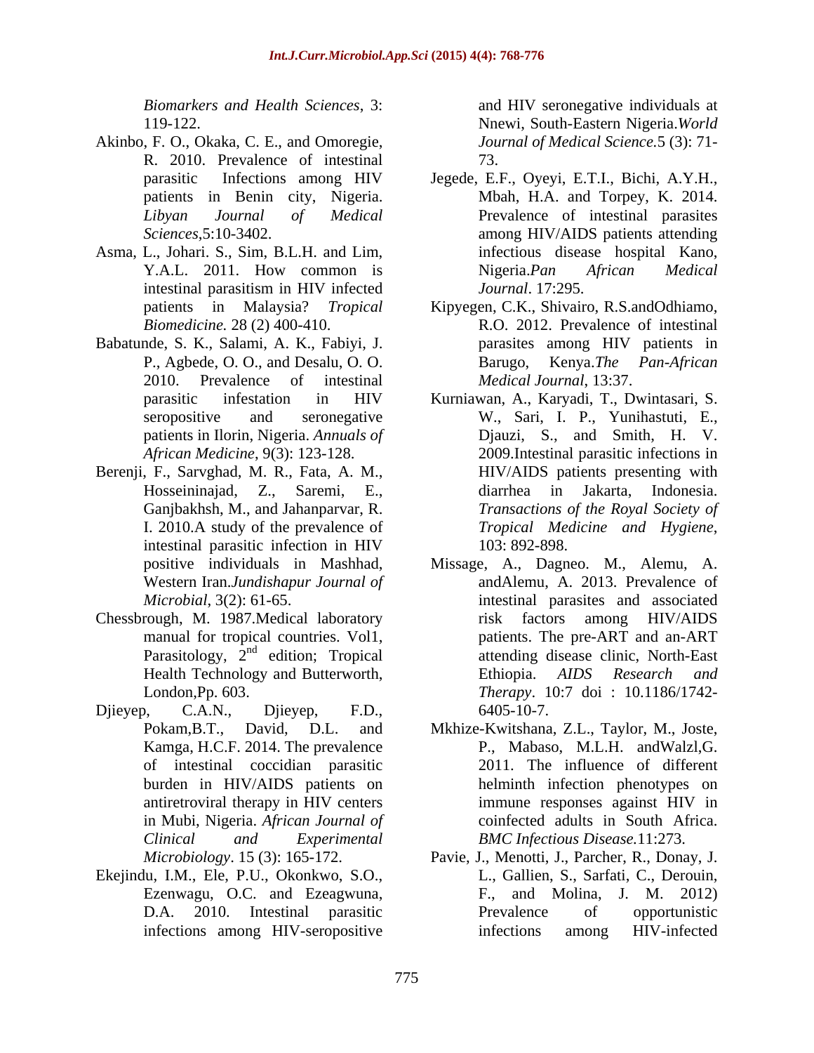*Biomarkers and Health Sciences*, 3: 119-122.

Akinbo, F. O., Okaka, C. E., and Omoregie, R. 2010. Prevalence of intestinal parasitic Infections among HIV patients in Benin city, Nigeria. *Libyan Journal of Medical Sciences*,5:10-3402.

Asma, L., Johari. S., Sim, B.L.H. and Lim, Y.A.L. 2011. How common is intestinal parasitism in HIV infected patients in Malaysia? *Tropical Biomedicine.* 28 (2) 400-410.

Babatunde, S. K., Salami, A. K., Fabiyi, J. P., Agbede, O. O., and Desalu, O. O. 2010. Prevalence of intestinal parasitic infestation in HIV seropositive and seronegative patients in Ilorin, Nigeria. *Annuals of African Medicine*, 9(3): 123-128.

Berenji, F., Sarvghad, M. R., Fata, A. M., Hosseininajad, Z., Saremi, E., Ganjbakhsh, M., and Jahanparvar, R. I. 2010.A study of the prevalence of intestinal parasitic infection in HIV positive individuals in Mashhad, Western Iran.*Jundishapur Journal of Microbial*, 3(2): 61-65.

Chessbrough, M. 1987.Medical laboratory manual for tropical countries. Vol1, Parasitology, 2nd edition; Tropical Health Technology and Butterworth, London,Pp. 603.

Djieyep, C.A.N., Djieyep, F.D., Pokam,B.T., David, D.L. and Kamga, H.C.F. 2014. The prevalence of intestinal coccidian parasitic burden in HIV/AIDS patients on antiretroviral therapy in HIV centers in Mubi, Nigeria. *African Journal of Clinical and Experimental Microbiology*. 15 (3): 165-172.

Ekejindu, I.M., Ele, P.U., Okonkwo, S.O., Ezenwagu, O.C. and Ezeagwuna, D.A. 2010. Intestinal parasitic infections among HIV-seropositive and HIV seronegative individuals at Nnewi, South-Eastern Nigeria.*World Journal of Medical Science.*5 (3): 71-73.

Jegede, E.F., Oyeyi, E.T.I., Bichi, A.Y.H., Mbah, H.A. and Torpey, K. 2014. Prevalence of intestinal parasites among HIV/AIDS patients attending infectious disease hospital Kano, Nigeria.*Pan African Medical Journal*. 17:295.

Kipyegen, C.K., Shivairo, R.S.andOdhiamo, R.O. 2012. Prevalence of intestinal parasites among HIV patients in Barugo, Kenya.*The Pan-African Medical Journal*, 13:37.

Kurniawan, A., Karyadi, T., Dwintasari, S. W., Sari, I. P., Yunihastuti, E., Djauzi, S., and Smith, H. V. 2009.Intestinal parasitic infections in HIV/AIDS patients presenting with diarrhea in Jakarta, Indonesia. *Transactions of the Royal Society of Tropical Medicine and Hygiene*, 103: 892-898.

Missage, A., Dagneo. M., Alemu, A. andAlemu, A. 2013. Prevalence of intestinal parasites and associated risk factors among HIV/AIDS patients. The pre-ART and an-ART attending disease clinic, North-East Ethiopia. *AIDS Research and Therapy*. 10:7 doi : 10.1186/1742-6405-10-7.

Mkhize-Kwitshana, Z.L., Taylor, M., Joste, P., Mabaso, M.L.H. andWalzl,G. 2011. The influence of different helminth infection phenotypes on immune responses against HIV in coinfected adults in South Africa. *BMC Infectious Disease.*11:273.

Pavie, J., Menotti, J., Parcher, R., Donay, J. L., Gallien, S., Sarfati, C., Derouin, F., and Molina, J. M. 2012) Prevalence of opportunistic infections among HIV-infected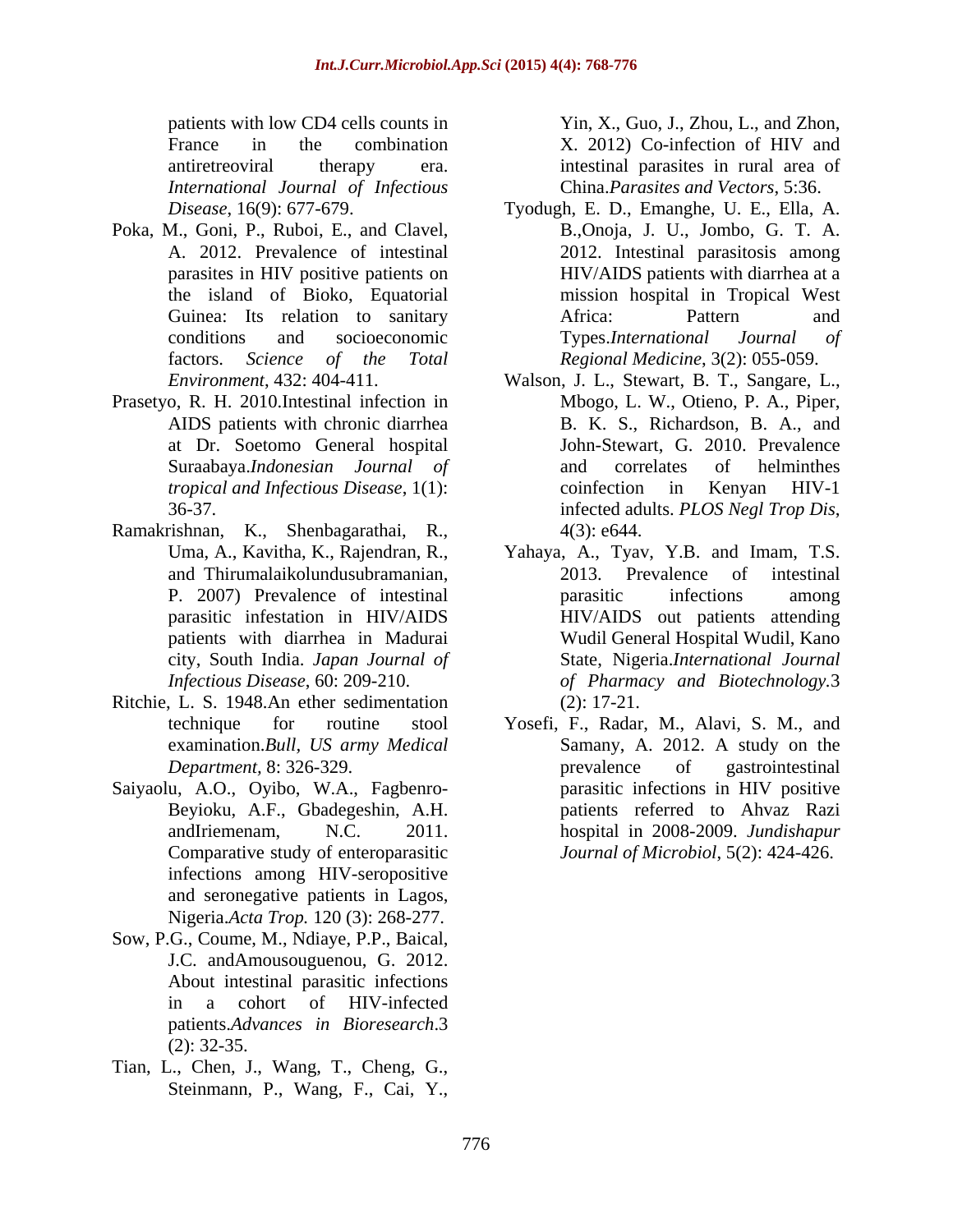patients with low CD4 cells counts in France in the combination antiretreoviral therapy era. *International Journal of Infectious Disease*, 16(9): 677-679.

Poka, M., Goni, P., Ruboi, E., and Clavel, A. 2012. Prevalence of intestinal parasites in HIV positive patients on the island of Bioko, Equatorial Guinea: Its relation to sanitary conditions and socioeconomic factors. *Science of the Total Environment*, 432: 404-411.

Prasetyo, R. H. 2010.Intestinal infection in AIDS patients with chronic diarrhea at Dr. Soetomo General hospital Suraabaya.*Indonesian Journal of tropical and Infectious Disease*, 1(1): 36-37.

Ramakrishnan, K., Shenbagarathai, R., Uma, A., Kavitha, K., Rajendran, R., and Thirumalaikolundusubramanian, P. 2007) Prevalence of intestinal parasitic infestation in HIV/AIDS patients with diarrhea in Madurai city, South India. *Japan Journal of Infectious Disease*, 60: 209-210.

Ritchie, L. S. 1948.An ether sedimentation technique for routine stool examination.*Bull, US army Medical Department*, 8: 326-329.

Saiyaolu, A.O., Oyibo, W.A., Fagbenro-Beyioku, A.F., Gbadegeshin, A.H. andIriemenam, N.C. 2011. Comparative study of enteroparasitic infections among HIV-seropositive and seronegative patients in Lagos, Nigeria.*Acta Trop.* 120 (3): 268-277.

Sow, P.G., Coume, M., Ndiaye, P.P., Baical, J.C. andAmousouguenou, G. 2012. About intestinal parasitic infections in a cohort of HIV-infected patients.*Advances in Bioresearch*.3 (2): 32-35.

Tian, L., Chen, J., Wang, T., Cheng, G., Steinmann, P., Wang, F., Cai, Y., Yin, X., Guo, J., Zhou, L., and Zhon, X. 2012) Co-infection of HIV and intestinal parasites in rural area of China.*Parasites and Vectors*, 5:36.

Tyodugh, E. D., Emanghe, U. E., Ella, A. B.,Onoja, J. U., Jombo, G. T. A. 2012. Intestinal parasitosis among HIV/AIDS patients with diarrhea at a mission hospital in Tropical West Africa: Pattern and Types.*International Journal of Regional Medicine*, 3(2): 055-059.

Walson, J. L., Stewart, B. T., Sangare, L., Mbogo, L. W., Otieno, P. A., Piper, B. K. S., Richardson, B. A., and John-Stewart, G. 2010. Prevalence and correlates of helminthes coinfection in Kenyan HIV-1 infected adults. *PLOS Negl Trop Dis*, 4(3): e644.

Yahaya, A., Tyav, Y.B. and Imam, T.S. 2013. Prevalence of intestinal parasitic infections among HIV/AIDS out patients attending Wudil General Hospital Wudil, Kano State, Nigeria.*International Journal of Pharmacy and Biotechnology*.3 (2): 17-21.

Yosefi, F., Radar, M., Alavi, S. M., and Samany, A. 2012. A study on the prevalence of gastrointestinal parasitic infections in HIV positive patients referred to Ahvaz Razi hospital in 2008-2009. *Jundishapur Journal of Microbiol*, 5(2): 424-426.